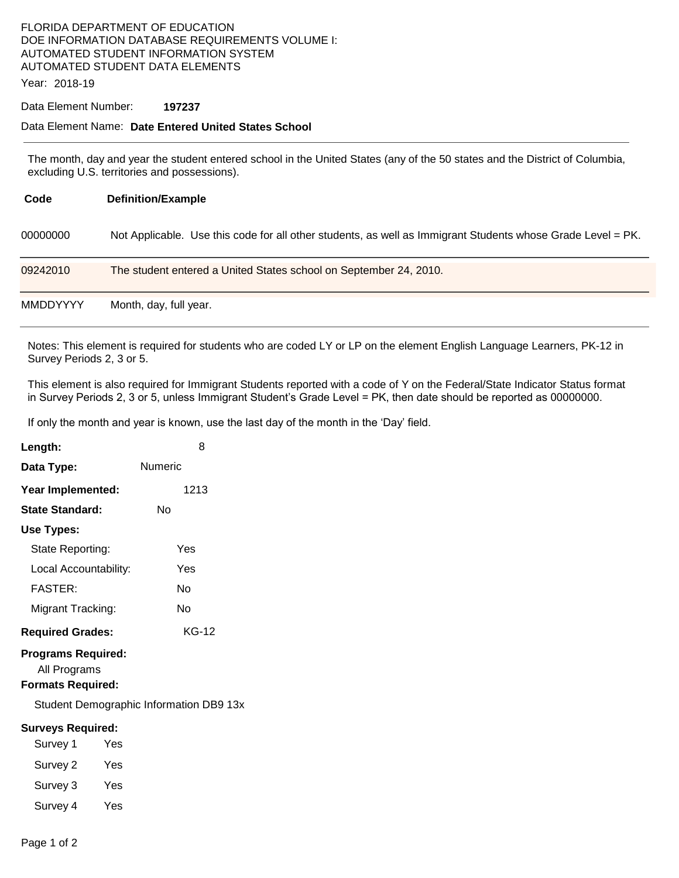FLORIDA DEPARTMENT OF EDUCATION
DOE INFORMATION DATABASE REQUIREMENTS VOLUME I:
AUTOMATED STUDENT INFORMATION SYSTEM
AUTOMATED STUDENT DATA ELEMENTS

Year: 2018-19

Data Element Number: **197237**

Data Element Name: **Date Entered United States School**

The month, day and year the student entered school in the United States (any of the 50 states and the District of Columbia, excluding U.S. territories and possessions).

| Code | Definition/Example |
|---|---|
| 00000000 | Not Applicable. Use this code for all other students, as well as Immigrant Students whose Grade Level = PK. |
| 09242010 | The student entered a United States school on September 24, 2010. |
| MMDDYYYY | Month, day, full year. |

Notes: This element is required for students who are coded LY or LP on the element English Language Learners, PK-12 in Survey Periods 2, 3 or 5.

This element is also required for Immigrant Students reported with a code of Y on the Federal/State Indicator Status format in Survey Periods 2, 3 or 5, unless Immigrant Student's Grade Level = PK, then date should be reported as 00000000.

If only the month and year is known, use the last day of the month in the 'Day' field.

**Length:** 8

**Data Type:** Numeric

**Year Implemented:** 1213

**State Standard:** No

**Use Types:**

- State Reporting: Yes
- Local Accountability: Yes
- FASTER: No
- Migrant Tracking: No

**Required Grades:** KG-12

**Programs Required:**

All Programs

**Formats Required:**

Student Demographic Information DB9 13x

**Surveys Required:**

- Survey 1 Yes
- Survey 2 Yes
- Survey 3 Yes
- Survey 4 Yes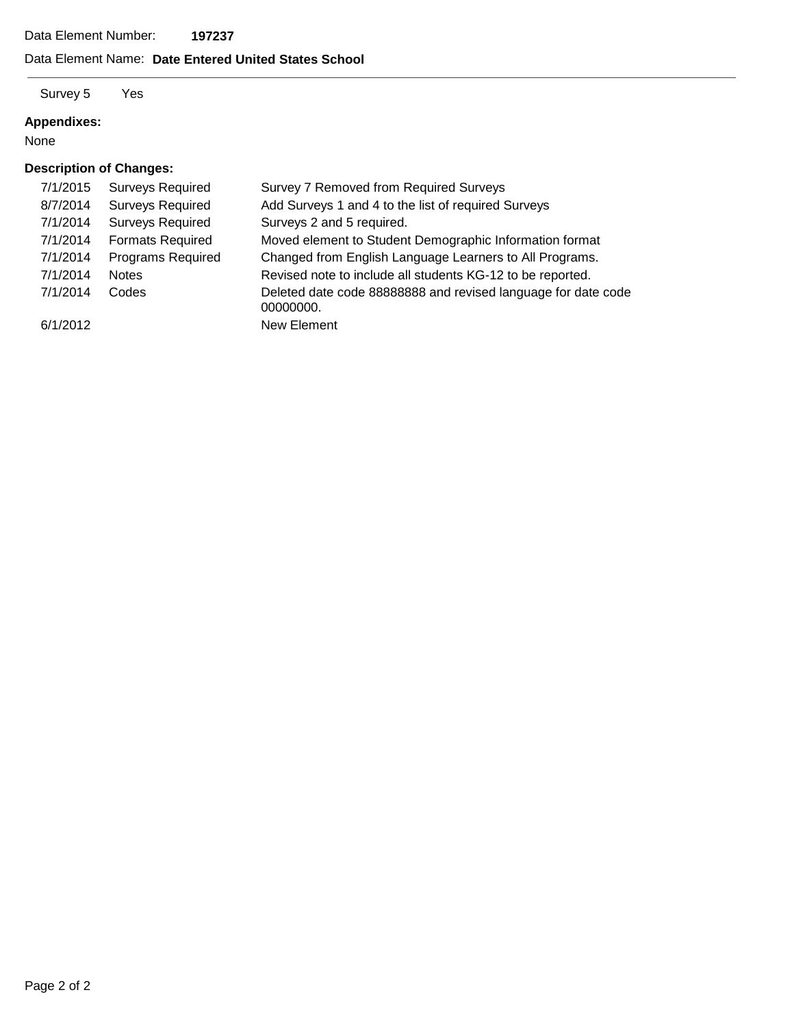Data Element Number: **197237**

Data Element Name: **Date Entered United States School**

---

| | |
|---|---|
| Survey 5 | Yes |

**Appendixes:**

None

**Description of Changes:**

| | | |
|---|---|---|
| 7/1/2015 | Surveys Required | Survey 7 Removed from Required Surveys |
| 8/7/2014 | Surveys Required | Add Surveys 1 and 4 to the list of required Surveys |
| 7/1/2014 | Surveys Required | Surveys 2 and 5 required. |
| 7/1/2014 | Formats Required | Moved element to Student Demographic Information format |
| 7/1/2014 | Programs Required | Changed from English Language Learners to All Programs. |
| 7/1/2014 | Notes | Revised note to include all students KG-12 to be reported. |
| 7/1/2014 | Codes | Deleted date code 88888888 and revised language for date code 00000000. |
| 6/1/2012 | | New Element |